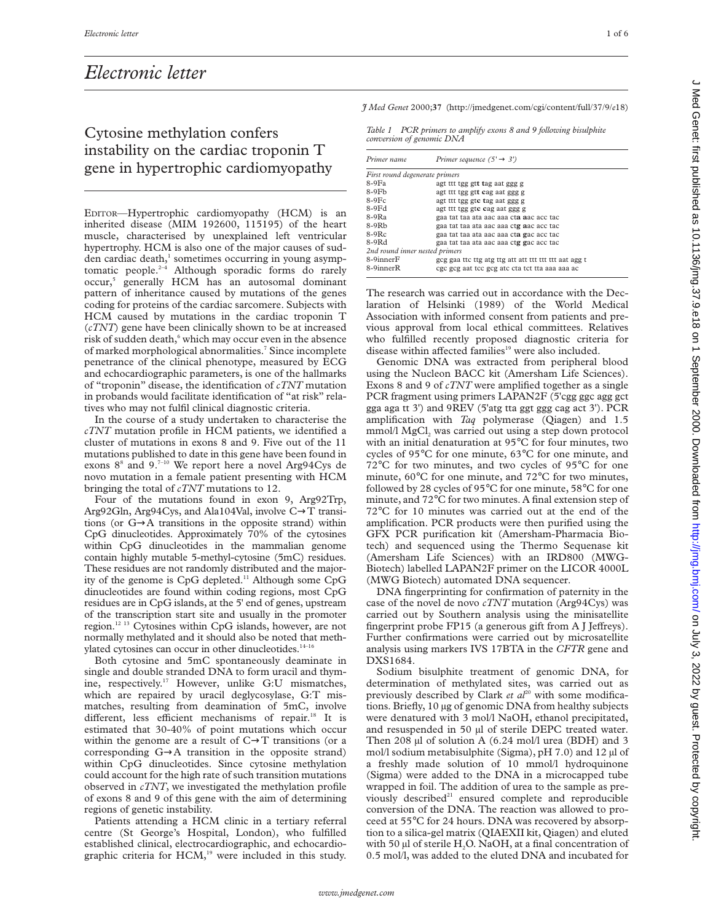# Electronic letter

# Cytosine methylation confers instability on the cardiac troponin T gene in hypertrophic cardiomyopathy

EDITOR—Hypertrophic cardiomyopathy (HCM) is an inherited disease (MIM 192600, 115195) of the heart muscle, characterised by unexplained left ventricular hypertrophy. HCM is also one of the major causes of sudden cardiac death,[1] sometimes occurring in young asymptomatic people.[2–4] Although sporadic forms do rarely occur,[5] generally HCM has an autosomal dominant pattern of inheritance caused by mutations of the genes coding for proteins of the cardiac sarcomere. Subjects with HCM caused by mutations in the cardiac troponin T (*cTNT*) gene have been clinically shown to be at increased risk of sudden death,[6] which may occur even in the absence of marked morphological abnormalities.[7] Since incomplete penetrance of the clinical phenotype, measured by ECG and echocardiographic parameters, is one of the hallmarks of "troponin" disease, the identification of *cTNT* mutation in probands would facilitate identification of "at risk" relatives who may not fulfil clinical diagnostic criteria.

In the course of a study undertaken to characterise the *cTNT* mutation profile in HCM patients, we identified a cluster of mutations in exons 8 and 9. Five out of the 11 mutations published to date in this gene have been found in exons 8[8] and 9.[7–10] We report here a novel Arg94Cys de novo mutation in a female patient presenting with HCM bringing the total of *cTNT* mutations to 12.

Four of the mutations found in exon 9, Arg92Trp, Arg92Gln, Arg94Cys, and Ala104Val, involve C→T transitions (or G→A transitions in the opposite strand) within CpG dinucleotides. Approximately 70% of the cytosines within CpG dinucleotides in the mammalian genome contain highly mutable 5-methyl-cytosine (5mC) residues. These residues are not randomly distributed and the majority of the genome is CpG depleted.[11] Although some CpG dinucleotides are found within coding regions, most CpG residues are in CpG islands, at the 5' end of genes, upstream of the transcription start site and usually in the promoter region.[12 13] Cytosines within CpG islands, however, are not normally methylated and it should also be noted that methylated cytosines can occur in other dinucleotides.[14–16]

Both cytosine and 5mC spontaneously deaminate in single and double stranded DNA to form uracil and thymine, respectively.[17] However, unlike G:U mismatches, which are repaired by uracil deglycosylase, G:T mismatches, resulting from deamination of 5mC, involve different, less efficient mechanisms of repair.[18] It is estimated that 30-40% of point mutations which occur within the genome are a result of C→T transitions (or a corresponding G→A transition in the opposite strand) within CpG dinucleotides. Since cytosine methylation could account for the high rate of such transition mutations observed in *cTNT*, we investigated the methylation profile of exons 8 and 9 of this gene with the aim of determining regions of genetic instability.

Patients attending a HCM clinic in a tertiary referral centre (St George's Hospital, London), who fulfilled established clinical, electrocardiographic, and echocardiographic criteria for HCM,[19] were included in this study.

*Table 1 PCR primers to amplify exons 8 and 9 following bisulphite conversion of genomic DNA*

| Primer name | Primer sequence (5' → 3') |
|---|---|
| *First round degenerate primers* | |
| 8-9Fa | agt ttt tgg gt**t t**ag aat ggg g |
| 8-9Fb | agt ttt tgg gt**t c**ag aat ggg g |
| 8-9Fc | agt ttt tgg gt**c t**ag aat ggg g |
| 8-9Fd | agt ttt tgg gt**c c**ag aat ggg g |
| 8-9Ra | gaa tat taa ata aac aaa ct**a a**ac acc tac |
| 8-9Rb | gaa tat taa ata aac aaa ct**g a**ac acc tac |
| 8-9Rc | gaa tat taa ata aac aaa ct**a g**ac acc tac |
| 8-9Rd | gaa tat taa ata aac aaa ct**g g**ac acc tac |
| *2nd round inner nested primers* | |
| 8-9innerF | gcg gaa ttc ttg atg ttg att att ttt ttt ttt aat agg t |
| 8-9innerR | cgc gcg aat tcc gcg atc cta tct tta aaa aaa ac |

The research was carried out in accordance with the Declaration of Helsinki (1989) of the World Medical Association with informed consent from patients and previous approval from local ethical committees. Relatives who fulfilled recently proposed diagnostic criteria for disease within affected families[19] were also included.

Genomic DNA was extracted from peripheral blood using the Nucleon BACC kit (Amersham Life Sciences). Exons 8 and 9 of *cTNT* were amplified together as a single PCR fragment using primers LAPAN2F (5'cgg ggc agg gct gga aga tt 3') and 9REV (5'atg tta ggt ggg cag act 3'). PCR amplification with *Taq* polymerase (Qiagen) and 1.5 mmol/l $MgCl_2$ was carried out using a step down protocol with an initial denaturation at 95°C for four minutes, two cycles of 95°C for one minute, 63°C for one minute, and 72°C for two minutes, and two cycles of 95°C for one minute, 60°C for one minute, and 72°C for two minutes, followed by 28 cycles of 95°C for one minute, 58°C for one minute, and 72°C for two minutes. A final extension step of 72°C for 10 minutes was carried out at the end of the amplification. PCR products were then purified using the GFX PCR purification kit (Amersham-Pharmacia Biotech) and sequenced using the Thermo Sequenase kit (Amersham Life Sciences) with an IRD800 (MWG-Biotech) labelled LAPAN2F primer on the LICOR 4000L (MWG Biotech) automated DNA sequencer.

DNA fingerprinting for confirmation of paternity in the case of the novel de novo *cTNT* mutation (Arg94Cys) was carried out by Southern analysis using the minisatellite fingerprint probe FP15 (a generous gift from A J Jeffreys). Further confirmations were carried out by microsatellite analysis using markers IVS 17BTA in the *CFTR* gene and DXS1684.

Sodium bisulphite treatment of genomic DNA, for determination of methylated sites, was carried out as previously described by Clark *et al*[20] with some modifications. Briefly, 10 μg of genomic DNA from healthy subjects were denatured with 3 mol/l NaOH, ethanol precipitated, and resuspended in 50 μl of sterile DEPC treated water. Then 208 μl of solution A (6.24 mol/l urea (BDH) and 3 mol/l sodium metabisulphite (Sigma), pH 7.0) and 12 μl of a freshly made solution of 10 mmol/l hydroquinone (Sigma) were added to the DNA in a microcapped tube wrapped in foil. The addition of urea to the sample as previously described[21] ensured complete and reproducible conversion of the DNA. The reaction was allowed to proceed at 55°C for 24 hours. DNA was recovered by absorption to a silica-gel matrix (QIAEXII kit, Qiagen) and eluted with 50 μl of sterile $H_2O$. NaOH, at a final concentration of 0.5 mol/l, was added to the eluted DNA and incubated for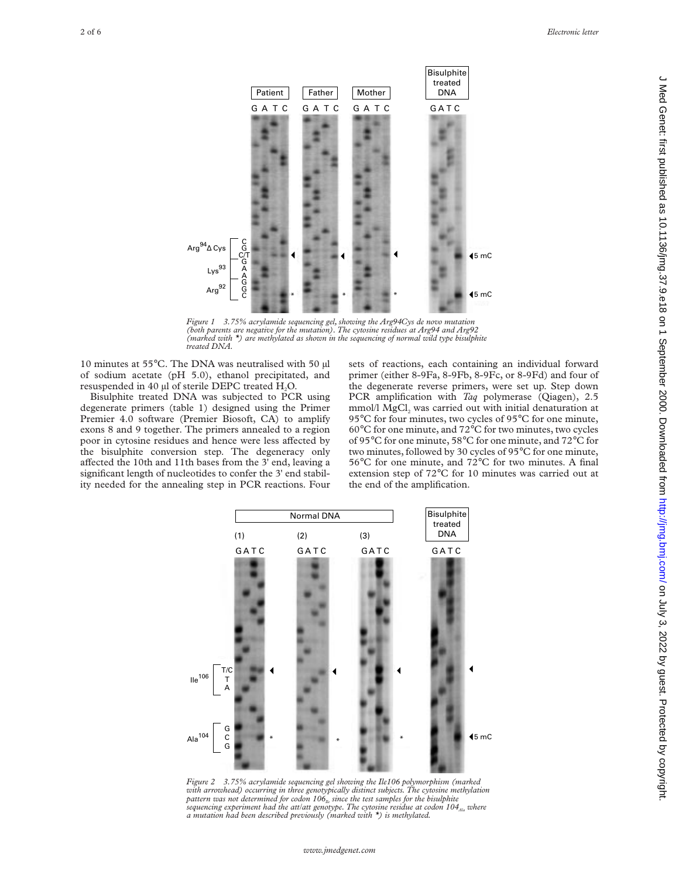Figure 1 3.75% acrylamide sequencing gel, showing the Arg94Cys de novo mutation (both parents are negative for the mutation). The cytosine residues at Arg94 and Arg92 (marked with *) are methylated as shown in the sequencing of normal wild type bisulphite treated DNA.

10 minutes at 55°C. The DNA was neutralised with 50 µl of sodium acetate (pH 5.0), ethanol precipitated, and resuspended in 40 µl of sterile DEPC treated $H_2O$.

Bisulphite treated DNA was subjected to PCR using degenerate primers (table 1) designed using the Primer Premier 4.0 software (Premier Biosoft, CA) to amplify exons 8 and 9 together. The primers annealed to a region poor in cytosine residues and hence were less affected by the bisulphite conversion step. The degeneracy only affected the 10th and 11th bases from the 3' end, leaving a significant length of nucleotides to confer the 3' end stability needed for the annealing step in PCR reactions. Four sets of reactions, each containing an individual forward primer (either 8-9Fa, 8-9Fb, 8-9Fc, or 8-9Fd) and four of the degenerate reverse primers, were set up. Step down PCR amplification with *Taq* polymerase (Qiagen), 2.5 mmol/l $MgCl_2$ was carried out with initial denaturation at 95°C for four minutes, two cycles of 95°C for one minute, 60°C for one minute, and 72°C for two minutes, two cycles of 95°C for one minute, 58°C for one minute, and 72°C for two minutes, followed by 30 cycles of 95°C for one minute, 56°C for one minute, and 72°C for two minutes. A final extension step of 72°C for 10 minutes was carried out at the end of the amplification.

Figure 2 3.75% acrylamide sequencing gel showing the Ile106 polymorphism (marked with arrowhead) occurring in three genotypically distinct subjects. The cytosine methylation pattern was not determined for codon $106_{Ile}$ since the test samples for the bisulphite sequencing experiment had the att/att genotype. The cytosine residue at codon $104_{Ala}$ where a mutation had been described previously (marked with *) is methylated.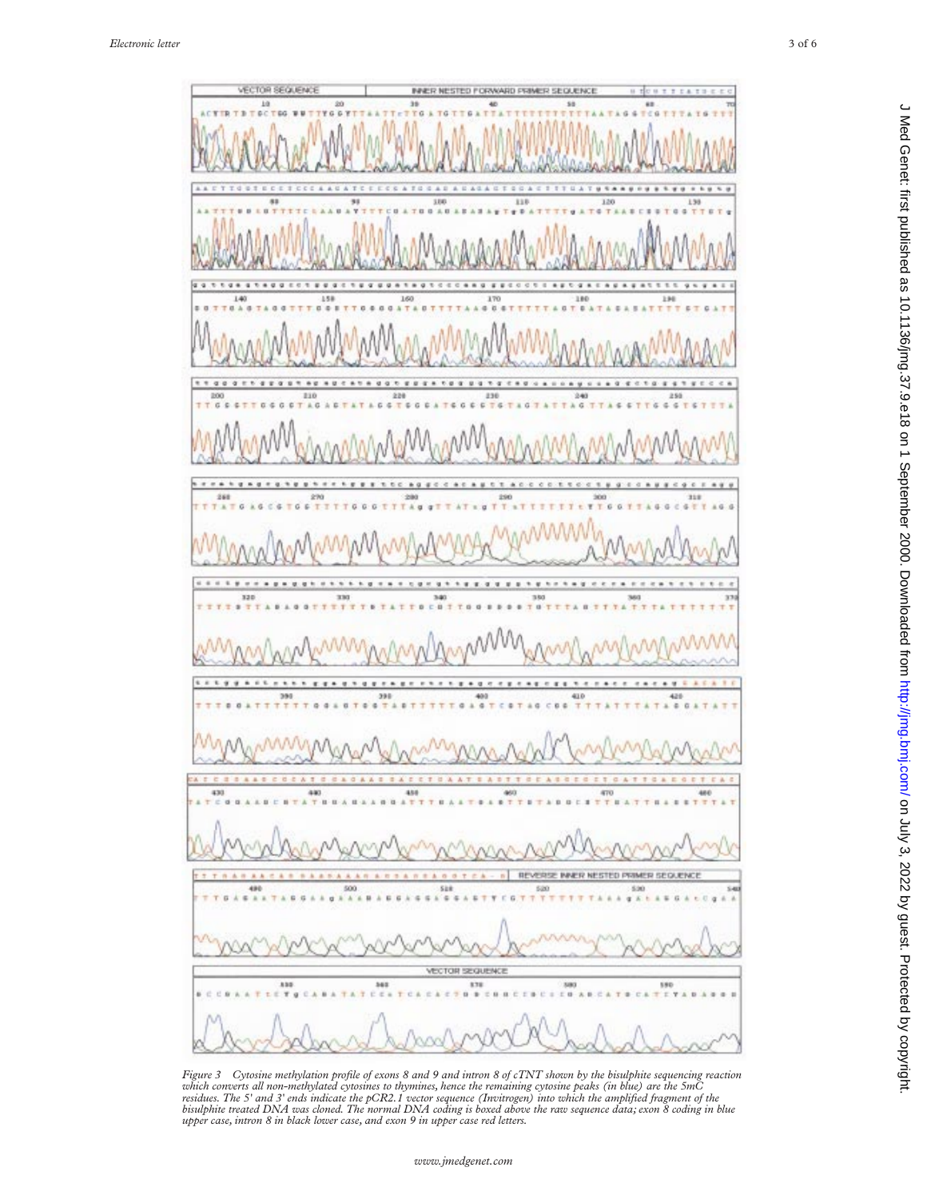Figure 3 Cytosine methylation profile of exons 8 and 9 and intron 8 of cTNT shown by the bisulphite sequencing reaction which converts all non-methylated cytosines to thymines, hence the remaining cytosine peaks (in blue) are the 5mC residues. The 5' and 3' ends indicate the pCR2.1 vector sequence (Invitrogen) into which the amplified fragment of the bisulphite treated DNA was cloned. The normal DNA coding is boxed above the raw sequence data; exon 8 coding in blue upper case, intron 8 in black lower case, and exon 9 in upper case red letters.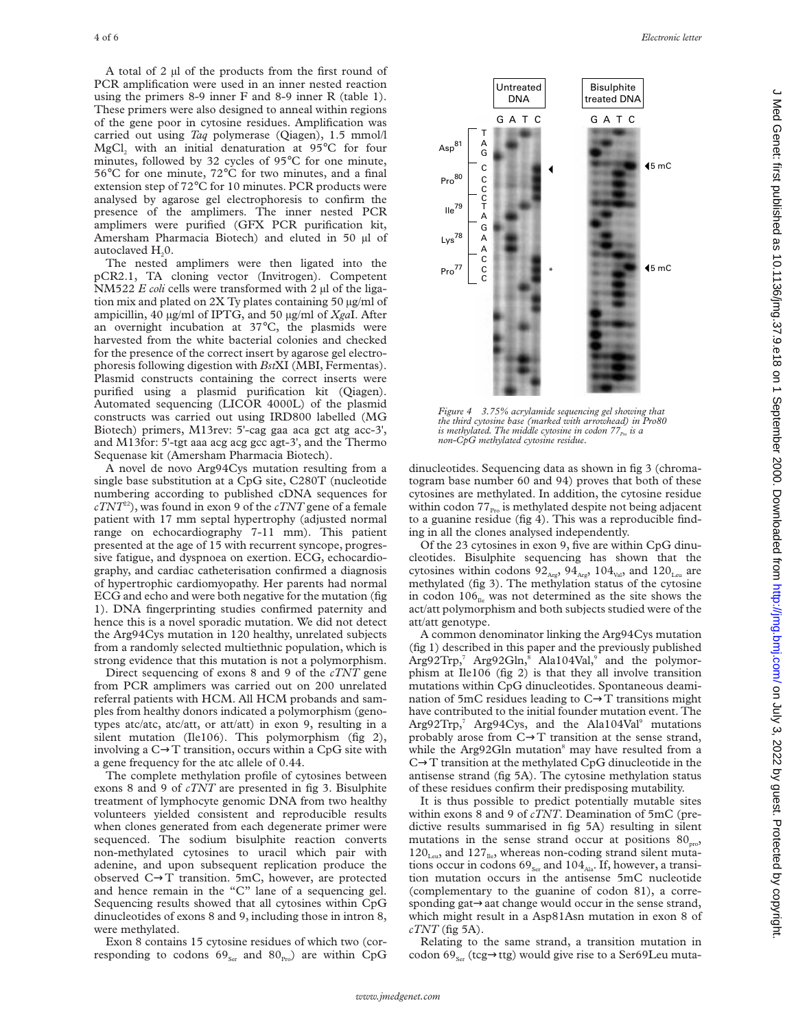A total of 2 µl of the products from the first round of PCR amplification were used in an inner nested reaction using the primers 8-9 inner F and 8-9 inner R (table 1). These primers were also designed to anneal within regions of the gene poor in cytosine residues. Amplification was carried out using *Taq* polymerase (Qiagen), 1.5 mmol/l $MgCl_2$ with an initial denaturation at 95°C for four minutes, followed by 32 cycles of 95°C for one minute, 56°C for one minute, 72°C for two minutes, and a final extension step of 72°C for 10 minutes. PCR products were analysed by agarose gel electrophoresis to confirm the presence of the amplimers. The inner nested PCR amplimers were purified (GFX PCR purification kit, Amersham Pharmacia Biotech) and eluted in 50 µl of autoclaved $H_20$.

The nested amplimers were then ligated into the pCR2.1, TA cloning vector (Invitrogen). Competent NM522 *E coli* cells were transformed with 2 µl of the ligation mix and plated on 2X Ty plates containing 50 µg/ml of ampicillin, 40 µg/ml of IPTG, and 50 µg/ml of *Xga*I. After an overnight incubation at 37°C, the plasmids were harvested from the white bacterial colonies and checked for the presence of the correct insert by agarose gel electrophoresis following digestion with *Bst*XI (MBI, Fermentas). Plasmid constructs containing the correct inserts were purified using a plasmid purification kit (Qiagen). Automated sequencing (LICOR 4000L) of the plasmid constructs was carried out using IRD800 labelled (MG Biotech) primers, M13rev: 5'-cag gaa aca gct atg acc-3', and M13for: 5'-tgt aaa acg acg gcc agt-3', and the Thermo Sequenase kit (Amersham Pharmacia Biotech).

A novel de novo Arg94Cys mutation resulting from a single base substitution at a CpG site, C280T (nucleotide numbering according to published cDNA sequences for *cTNT*[22]), was found in exon 9 of the *cTNT* gene of a female patient with 17 mm septal hypertrophy (adjusted normal range on echocardiography 7-11 mm). This patient presented at the age of 15 with recurrent syncope, progressive fatigue, and dyspnoea on exertion. ECG, echocardiography, and cardiac catheterisation confirmed a diagnosis of hypertrophic cardiomyopathy. Her parents had normal ECG and echo and were both negative for the mutation (fig 1). DNA fingerprinting studies confirmed paternity and hence this is a novel sporadic mutation. We did not detect the Arg94Cys mutation in 120 healthy, unrelated subjects from a randomly selected multiethnic population, which is strong evidence that this mutation is not a polymorphism.

Direct sequencing of exons 8 and 9 of the *cTNT* gene from PCR amplimers was carried out on 200 unrelated referral patients with HCM. All HCM probands and samples from healthy donors indicated a polymorphism (genotypes atc/atc, atc/att, or att/att) in exon 9, resulting in a silent mutation (Ile106). This polymorphism (fig 2), involving a C→T transition, occurs within a CpG site with a gene frequency for the atc allele of 0.44.

The complete methylation profile of cytosines between exons 8 and 9 of *cTNT* are presented in fig 3. Bisulphite treatment of lymphocyte genomic DNA from two healthy volunteers yielded consistent and reproducible results when clones generated from each degenerate primer were sequenced. The sodium bisulphite reaction converts non-methylated cytosines to uracil which pair with adenine, and upon subsequent replication produce the observed C→T transition. 5mC, however, are protected and hence remain in the "C" lane of a sequencing gel. Sequencing results showed that all cytosines within CpG dinucleotides of exons 8 and 9, including those in intron 8, were methylated.

Exon 8 contains 15 cytosine residues of which two (corresponding to codons $69_{Ser}$ and $80_{Pro}$) are within CpG dinucleotides. Sequencing data as shown in fig 3 (chromatogram base number 60 and 94) proves that both of these cytosines are methylated. In addition, the cytosine residue within codon $77_{Pro}$ is methylated despite not being adjacent to a guanine residue (fig 4). This was a reproducible finding in all the clones analysed independently.

Figure 4 3.75% acrylamide sequencing gel showing that the third cytosine base (marked with arrowhead) in Pro80 is methylated. The middle cytosine in codon $77_{Pro}$ is a non-CpG methylated cytosine residue.

Of the 23 cytosines in exon 9, five are within CpG dinucleotides. Bisulphite sequencing has shown that the cytosines within codons $92_{Arg}$, $94_{Arg}$, $104_{Val}$, and $120_{Leu}$ are methylated (fig 3). The methylation status of the cytosine in codon $106_{Ile}$ was not determined as the site shows the act/att polymorphism and both subjects studied were of the att/att genotype.

A common denominator linking the Arg94Cys mutation (fig 1) described in this paper and the previously published Arg92Trp,[7] Arg92Gln,[8] Ala104Val,[9] and the polymorphism at Ile106 (fig 2) is that they all involve transition mutations within CpG dinucleotides. Spontaneous deamination of 5mC residues leading to C→T transitions might have contributed to the initial founder mutation event. The Arg92Trp,[7] Arg94Cys, and the Ala104Val[9] mutations probably arose from C→T transition at the sense strand, while the Arg92Gln mutation[8] may have resulted from a C→T transition at the methylated CpG dinucleotide in the antisense strand (fig 5A). The cytosine methylation status of these residues confirm their predisposing mutability.

It is thus possible to predict potentially mutable sites within exons 8 and 9 of *cTNT*. Deamination of 5mC (predictive results summarised in fig 5A) resulting in silent mutations in the sense strand occur at positions $80_{pro}$, $120_{Leu}$, and $127_{Ile}$, whereas non-coding strand silent mutations occur in codons $69_{Ser}$ and $104_{Ala}$. If, however, a transition mutation occurs in the antisense 5mC nucleotide (complementary to the guanine of codon 81), a corresponding gat→aat change would occur in the sense strand, which might result in a Asp81Asn mutation in exon 8 of *cTNT* (fig 5A).

Relating to the same strand, a transition mutation in codon $69_{Ser}$ (tcg→ttg) would give rise to a Ser69Leu muta-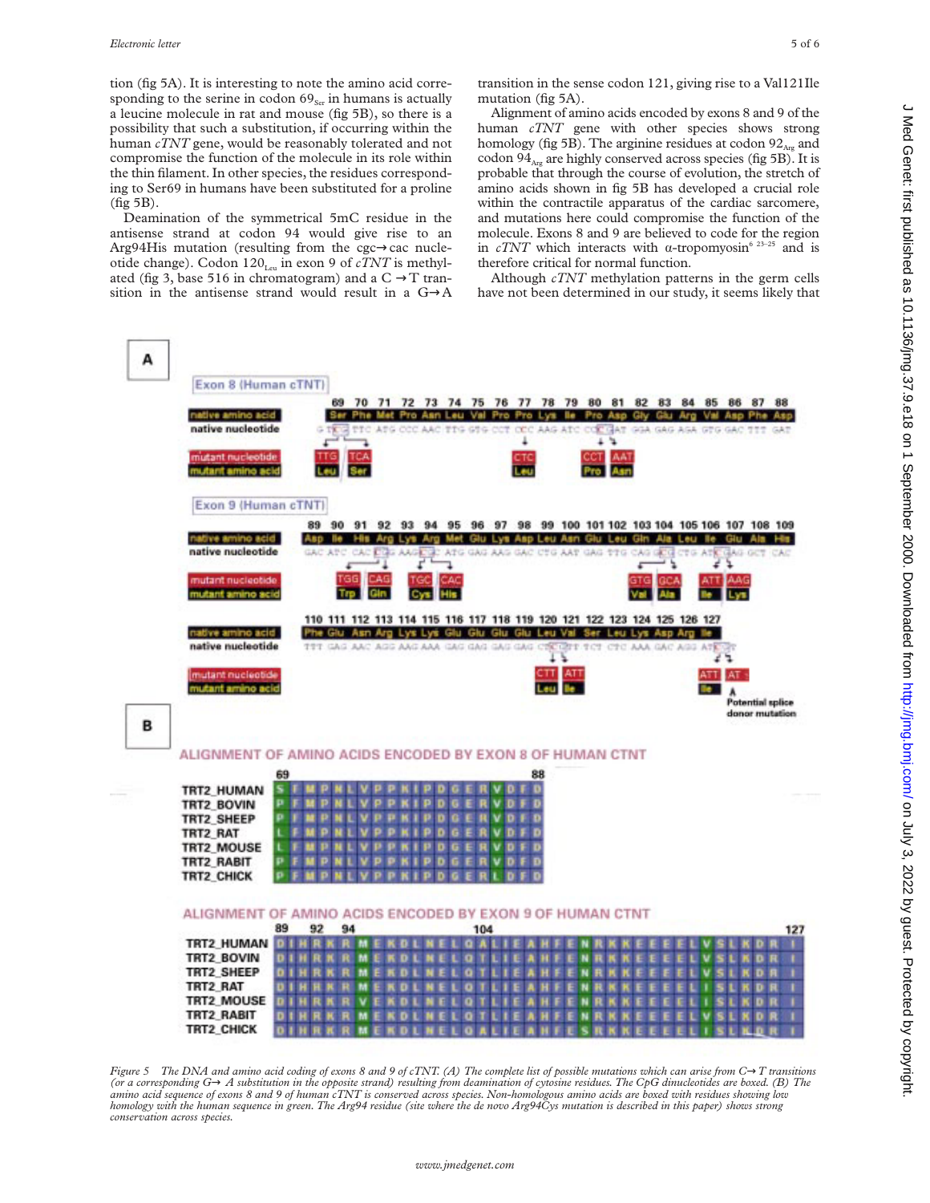tion (fig 5A). It is interesting to note the amino acid corresponding to the serine in codon $69_{Ser}$ in humans is actually a leucine molecule in rat and mouse (fig 5B), so there is a possibility that such a substitution, if occurring within the human *cTNT* gene, would be reasonably tolerated and not compromise the function of the molecule in its role within the thin filament. In other species, the residues corresponding to Ser69 in humans have been substituted for a proline (fig 5B).

Deamination of the symmetrical 5mC residue in the antisense strand at codon 94 would give rise to an Arg94His mutation (resulting from the cgc→cac nucleotide change). Codon $120_{Leu}$ in exon 9 of *cTNT* is methylated (fig 3, base 516 in chromatogram) and a C→T transition in the antisense strand would result in a G→A transition in the sense codon 121, giving rise to a Val121Ile mutation (fig 5A).

Alignment of amino acids encoded by exons 8 and 9 of the human *cTNT* gene with other species shows strong homology (fig 5B). The arginine residues at codon $92_{Arg}$ and codon $94_{Arg}$ are highly conserved across species (fig 5B). It is probable that through the course of evolution, the stretch of amino acids shown in fig 5B has developed a crucial role within the contractile apparatus of the cardiac sarcomere, and mutations here could compromise the function of the molecule. Exons 8 and 9 are believed to code for the region in *cTNT* which interacts with α-tropomyosin[6 23–25] and is therefore critical for normal function.

Although *cTNT* methylation patterns in the germ cells have not been determined in our study, it seems likely that

*Figure 5* The DNA and amino acid coding of exons 8 and 9 of cTNT. (A) The complete list of possible mutations which can arise from C→T transitions (or a corresponding G→ A substitution in the opposite strand) resulting from deamination of cytosine residues. The CpG dinucleotides are boxed. (B) The amino acid sequence of exons 8 and 9 of human cTNT is conserved across species. Non-homologous amino acids are boxed with residues showing low homology with the human sequence in green. The Arg94 residue (site where the de novo Arg94Cys mutation is described in this paper) shows strong conservation across species.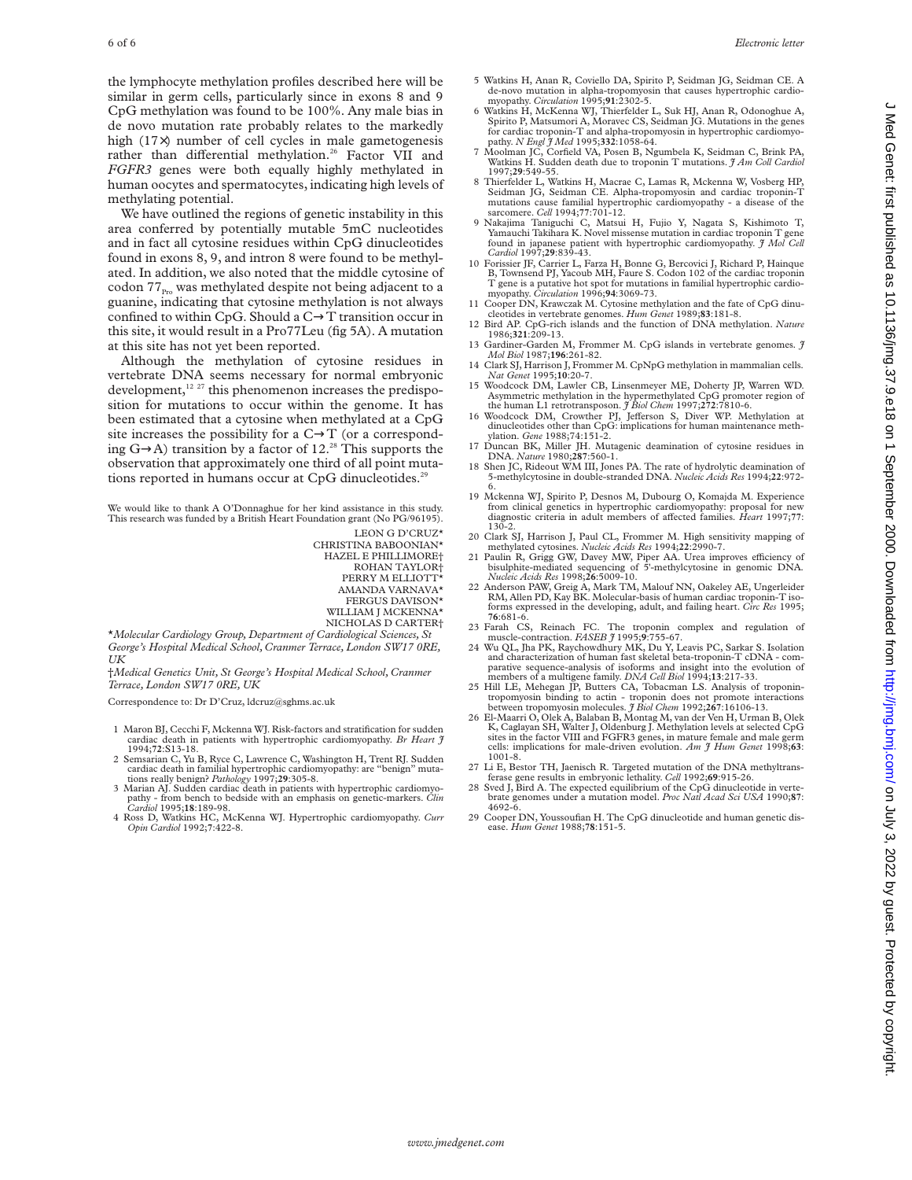the lymphocyte methylation profiles described here will be similar in germ cells, particularly since in exons 8 and 9 CpG methylation was found to be 100%. Any male bias in de novo mutation rate probably relates to the markedly high (17×) number of cell cycles in male gametogenesis rather than differential methylation.[26] Factor VII and *FGFR3* genes were both equally highly methylated in human oocytes and spermatocytes, indicating high levels of methylating potential.

We have outlined the regions of genetic instability in this area conferred by potentially mutable 5mC nucleotides and in fact all cytosine residues within CpG dinucleotides found in exons 8, 9, and intron 8 were found to be methylated. In addition, we also noted that the middle cytosine of codon $77_{Pro}$ was methylated despite not being adjacent to a guanine, indicating that cytosine methylation is not always confined to within CpG. Should a C→T transition occur in this site, it would result in a Pro77Leu (fig 5A). A mutation at this site has not yet been reported.

Although the methylation of cytosine residues in vertebrate DNA seems necessary for normal embryonic development,[12 27] this phenomenon increases the predisposition for mutations to occur within the genome. It has been estimated that a cytosine when methylated at a CpG site increases the possibility for a C→T (or a corresponding G→A) transition by a factor of 12.[28] This supports the observation that approximately one third of all point mutations reported in humans occur at CpG dinucleotides.[29]

We would like to thank A O'Donnaghue for her kind assistance in this study. This research was funded by a British Heart Foundation grant (No PG/96195).

LEON G D'CRUZ*
CHRISTINA BABOONIAN*
HAZEL E PHILLIMORE†
ROHAN TAYLOR†
PERRY M ELLIOTT*
AMANDA VARNAVA*
FERGUS DAVISON*
WILLIAM J MCKENNA*
NICHOLAS D CARTER†

**Molecular Cardiology Group, Department of Cardiological Sciences, St George's Hospital Medical School, Cranmer Terrace, London SW17 0RE, UK*

*†Medical Genetics Unit, St George's Hospital Medical School, Cranmer Terrace, London SW17 0RE, UK*

Correspondence to: Dr D'Cruz, ldcruz@sghms.ac.uk

1 Maron BJ, Cecchi F, Mckenna WJ. Risk-factors and stratification for sudden cardiac death in patients with hypertrophic cardiomyopathy. *Br Heart J* 1994;**72**:S13-18.
2 Semsarian C, Yu B, Ryce C, Lawrence C, Washington H, Trent RJ. Sudden cardiac death in familial hypertrophic cardiomyopathy: are "benign" mutations really benign? *Pathology* 1997;**29**:305-8.
3 Marian AJ. Sudden cardiac death in patients with hypertrophic cardiomyopathy - from bench to bedside with an emphasis on genetic-markers. *Clin Cardiol* 1995;**18**:189-98.
4 Ross D, Watkins HC, McKenna WJ. Hypertrophic cardiomyopathy. *Curr Opin Cardiol* 1992;7:422-8.
5 Watkins H, Anan R, Coviello DA, Spirito P, Seidman JG, Seidman CE. A de-novo mutation in alpha-tropomyosin that causes hypertrophic cardiomyopathy. *Circulation* 1995;**91**:2302-5.
6 Watkins H, McKenna WJ, Thierfelder L, Suk HJ, Anan R, Odonoghue A, Spirito P, Matsumori A, Moravec CS, Seidman JG. Mutations in the genes for cardiac troponin-T and alpha-tropomyosin in hypertrophic cardiomyopathy. *N Engl J Med* 1995;**332**:1058-64.
7 Moolman JC, Corfield VA, Posen B, Ngumbela K, Seidman C, Brink PA, Watkins H. Sudden death due to troponin T mutations. *J Am Coll Cardiol* 1997;**29**:549-55.
8 Thierfelder L, Watkins H, Macrae C, Lamas R, Mckenna W, Vosberg HP, Seidman JG, Seidman CE. Alpha-tropomyosin and cardiac troponin-T mutations cause familial hypertrophic cardiomyopathy - a disease of the sarcomere. *Cell* 1994;**77**:701-12.
9 Nakajima Taniguchi C, Matsui H, Fujio Y, Nagata S, Kishimoto T, Yamauchi Takihara K. Novel missense mutation in cardiac troponin T gene found in japanese patient with hypertrophic cardiomyopathy. *J Mol Cell Cardiol* 1997;**29**:839-43.
10 Forissier JF, Carrier L, Farza H, Bonne G, Bercovici J, Richard P, Hainque B, Townsend PJ, Yacoub MH, Faure S. Codon 102 of the cardiac troponin T gene is a putative hot spot for mutations in familial hypertrophic cardiomyopathy. *Circulation* 1996;**94**:3069-73.
11 Cooper DN, Krawczak M. Cytosine methylation and the fate of CpG dinucleotides in vertebrate genomes. *Hum Genet* 1989;**83**:181-8.
12 Bird AP. CpG-rich islands and the function of DNA methylation. *Nature* 1986;**321**:209-13.
13 Gardiner-Garden M, Frommer M. CpG islands in vertebrate genomes. *J Mol Biol* 1987;**196**:261-82.
14 Clark SJ, Harrison J, Frommer M. CpNpG methylation in mammalian cells. *Nat Genet* 1995;**10**:20-7.
15 Woodcock DM, Lawler CB, Linsenmeyer ME, Doherty JP, Warren WD. Asymmetric methylation in the hypermethylated CpG promoter region of the human L1 retrotransposon. *J Biol Chem* 1997;**272**:7810-6.
16 Woodcock DM, Crowther PJ, Jefferson S, Diver WP. Methylation at dinucleotides other than CpG: implications for human maintenance methylation. *Gene* 1988;74:151-2.
17 Duncan BK, Miller JH. Mutagenic deamination of cytosine residues in DNA. *Nature* 1980;**287**:560-1.
18 Shen JC, Rideout WM III, Jones PA. The rate of hydrolytic deamination of 5-methylcytosine in double-stranded DNA. *Nucleic Acids Res* 1994;**22**:972-6.
19 Mckenna WJ, Spirito P, Desnos M, Dubourg O, Komajda M. Experience from clinical genetics in hypertrophic cardiomyopathy: proposal for new diagnostic criteria in adult members of affected families. *Heart* 1997;**77**:130-2.
20 Clark SJ, Harrison J, Paul CL, Frommer M. High sensitivity mapping of methylated cytosines. *Nucleic Acids Res* 1994;**22**:2990-7.
21 Paulin R, Grigg GW, Davey MW, Piper AA. Urea improves efficiency of bisulphite-mediated sequencing of 5'-methylcytosine in genomic DNA. *Nucleic Acids Res* 1998;**26**:5009-10.
22 Anderson PAW, Greig A, Mark TM, Malouf NN, Oakeley AE, Ungerleider RM, Allen PD, Kay BK. Molecular-basis of human cardiac troponin-T isoforms expressed in the developing, adult, and failing heart. *Circ Res* 1995;**76**:681-6.
23 Farah CS, Reinach FC. The troponin complex and regulation of muscle-contraction. *FASEB J* 1995;**9**:755-67.
24 Wu QL, Jha PK, Raychowdhury MK, Du Y, Leavis PC, Sarkar S. Isolation and characterization of human fast skeletal beta-troponin-T cDNA - comparative sequence-analysis of isoforms and insight into the evolution of members of a multigene family. *DNA Cell Biol* 1994;**13**:217-33.
25 Hill LE, Mehegan JP, Butters CA, Tobacman LS. Analysis of troponin-tropomyosin binding to actin - troponin does not promote interactions between tropomyosin molecules. *J Biol Chem* 1992;**267**:16106-13.
26 El-Maarri O, Olek A, Balaban B, Montag M, van der Ven H, Urman B, Olek K, Caglayan SH, Walter J, Oldenburg J. Methylation levels at selected CpG sites in the factor VIII and FGFR3 genes, in mature female and male germ cells: implications for male-driven evolution. *Am J Hum Genet* 1998;**63**:1001-8.
27 Li E, Bestor TH, Jaenisch R. Targeted mutation of the DNA methyltransferase gene results in embryonic lethality. *Cell* 1992;**69**:915-26.
28 Sved J, Bird A. The expected equilibrium of the CpG dinucleotide in vertebrate genomes under a mutation model. *Proc Natl Acad Sci USA* 1990;**87**:4692-6.
29 Cooper DN, Youssoufian H. The CpG dinucleotide and human genetic disease. *Hum Genet* 1988;**78**:151-5.